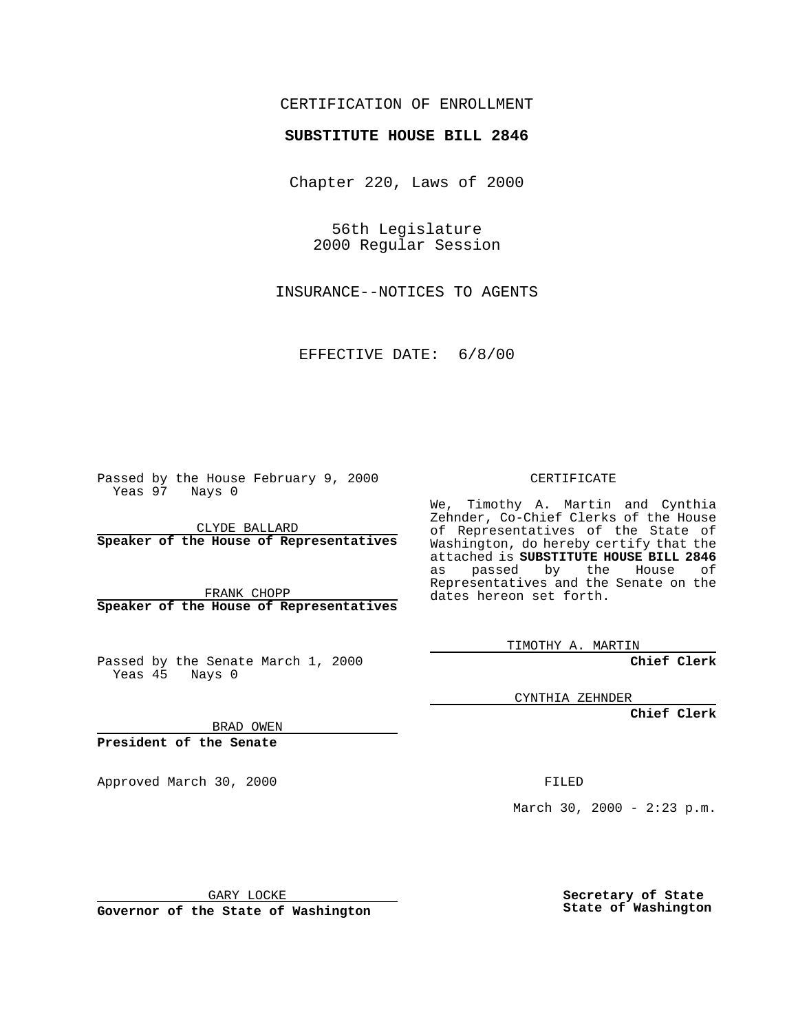CERTIFICATION OF ENROLLMENT

**SUBSTITUTE HOUSE BILL 2846**

Chapter 220, Laws of 2000

56th Legislature
2000 Regular Session

INSURANCE--NOTICES TO AGENTS

EFFECTIVE DATE: 6/8/00

Passed by the House February 9, 2000
Yeas 97 Nays 0

CLYDE BALLARD
**Speaker of the House of Representatives**

FRANK CHOPP
**Speaker of the House of Representatives**

Passed by the Senate March 1, 2000
Yeas 45 Nays 0

BRAD OWEN
**President of the Senate**

Approved March 30, 2000

GARY LOCKE
**Governor of the State of Washington**

CERTIFICATE

We, Timothy A. Martin and Cynthia Zehnder, Co-Chief Clerks of the House of Representatives of the State of Washington, do hereby certify that the attached is **SUBSTITUTE HOUSE BILL 2846** as passed by the House of Representatives and the Senate on the dates hereon set forth.

TIMOTHY A. MARTIN
**Chief Clerk**

CYNTHIA ZEHNDER
**Chief Clerk**

FILED

March 30, 2000 - 2:23 p.m.

**Secretary of State**
**State of Washington**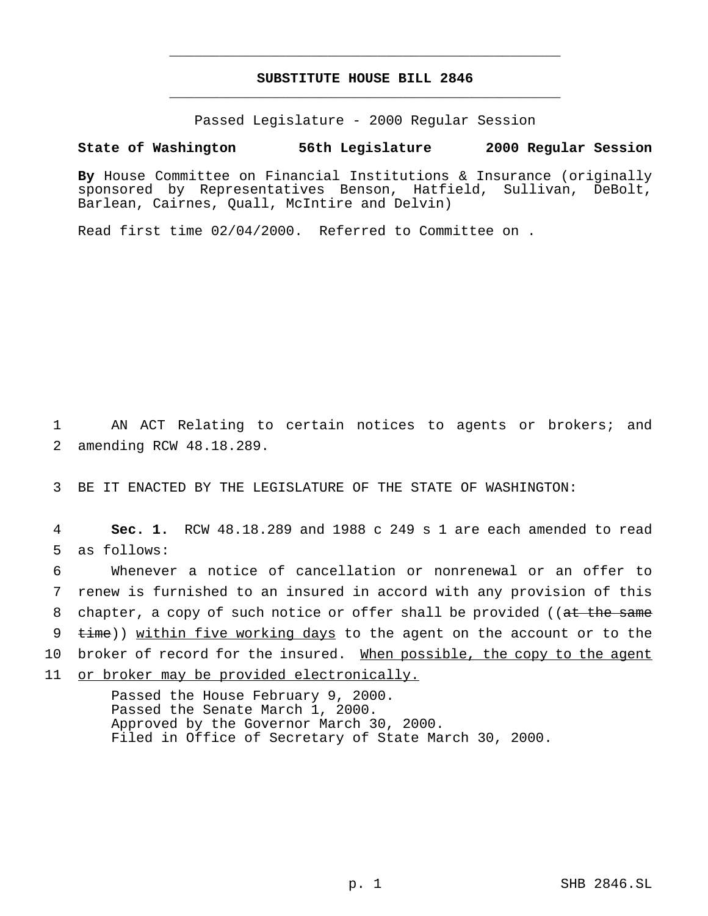## SUBSTITUTE HOUSE BILL 2846

Passed Legislature - 2000 Regular Session

**State of Washington 56th Legislature 2000 Regular Session**

**By** House Committee on Financial Institutions & Insurance (originally sponsored by Representatives Benson, Hatfield, Sullivan, DeBolt, Barlean, Cairnes, Quall, McIntire and Delvin)

Read first time 02/04/2000. Referred to Committee on .

AN ACT Relating to certain notices to agents or brokers; and amending RCW 48.18.289.

BE IT ENACTED BY THE LEGISLATURE OF THE STATE OF WASHINGTON:

**Sec. 1.** RCW 48.18.289 and 1988 c 249 s 1 are each amended to read as follows:

Whenever a notice of cancellation or nonrenewal or an offer to renew is furnished to an insured in accord with any provision of this chapter, a copy of such notice or offer shall be provided ((~~at the same time~~)) <u>within five working days</u> to the agent on the account or to the broker of record for the insured. <u>When possible, the copy to the agent or broker may be provided electronically.</u>

Passed the House February 9, 2000.
Passed the Senate March 1, 2000.
Approved by the Governor March 30, 2000.
Filed in Office of Secretary of State March 30, 2000.